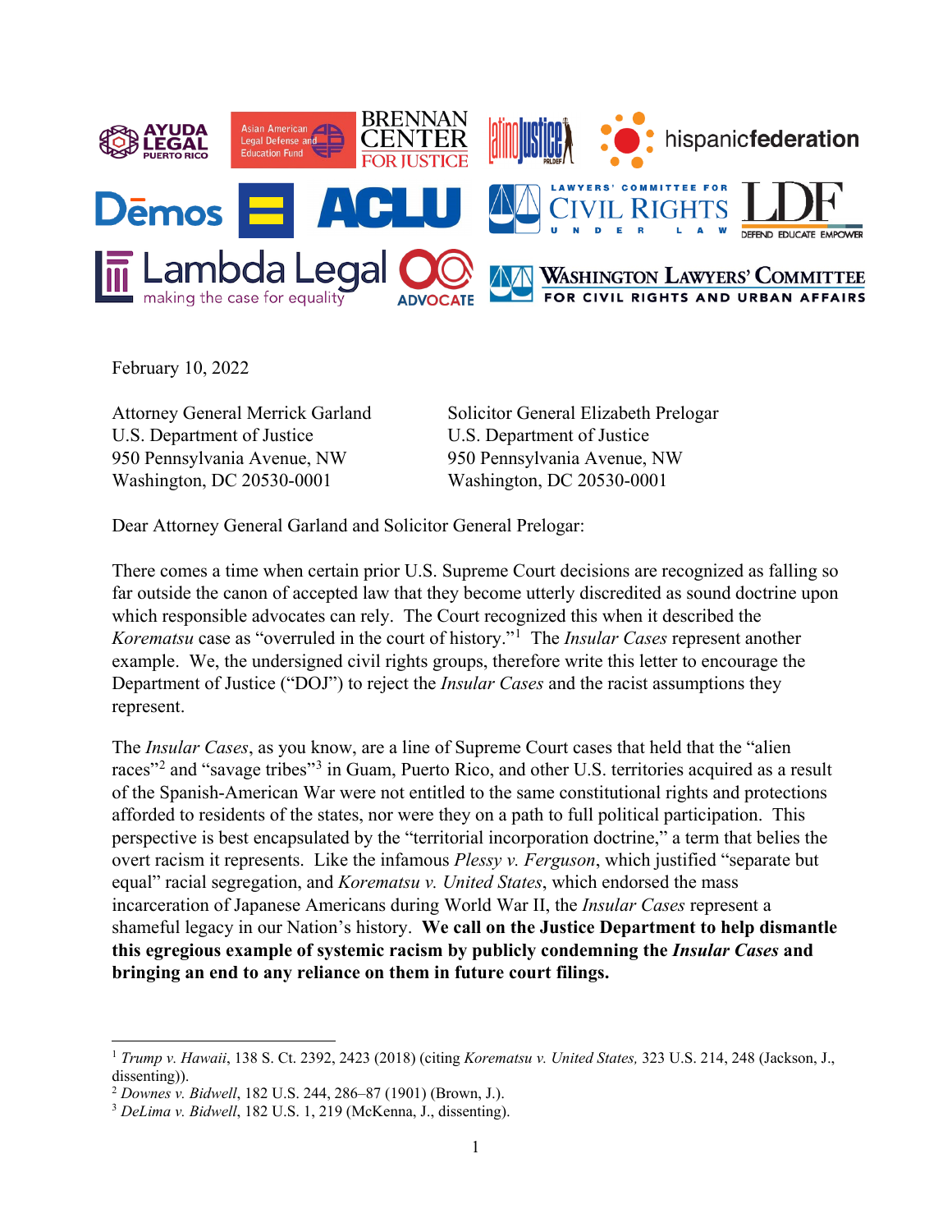February 10, 2022

Attorney General Merrick Garland
U.S. Department of Justice
950 Pennsylvania Avenue, NW
Washington, DC 20530-0001

Solicitor General Elizabeth Prelogar
U.S. Department of Justice
950 Pennsylvania Avenue, NW
Washington, DC 20530-0001

Dear Attorney General Garland and Solicitor General Prelogar:

There comes a time when certain prior U.S. Supreme Court decisions are recognized as falling so far outside the canon of accepted law that they become utterly discredited as sound doctrine upon which responsible advocates can rely. The Court recognized this when it described the *Korematsu* case as "overruled in the court of history."[1] The *Insular Cases* represent another example. We, the undersigned civil rights groups, therefore write this letter to encourage the Department of Justice ("DOJ") to reject the *Insular Cases* and the racist assumptions they represent.

The *Insular Cases*, as you know, are a line of Supreme Court cases that held that the "alien races"[2] and "savage tribes"[3] in Guam, Puerto Rico, and other U.S. territories acquired as a result of the Spanish-American War were not entitled to the same constitutional rights and protections afforded to residents of the states, nor were they on a path to full political participation. This perspective is best encapsulated by the "territorial incorporation doctrine," a term that belies the overt racism it represents. Like the infamous *Plessy v. Ferguson*, which justified "separate but equal" racial segregation, and *Korematsu v. United States*, which endorsed the mass incarceration of Japanese Americans during World War II, the *Insular Cases* represent a shameful legacy in our Nation's history. **We call on the Justice Department to help dismantle this egregious example of systemic racism by publicly condemning the *Insular Cases* and bringing an end to any reliance on them in future court filings.**

---

[1] *Trump v. Hawaii*, 138 S. Ct. 2392, 2423 (2018) (citing *Korematsu v. United States,* 323 U.S. 214, 248 (Jackson, J., dissenting)).
[2] *Downes v. Bidwell*, 182 U.S. 244, 286–87 (1901) (Brown, J.).
[3] *DeLima v. Bidwell*, 182 U.S. 1, 219 (McKenna, J., dissenting).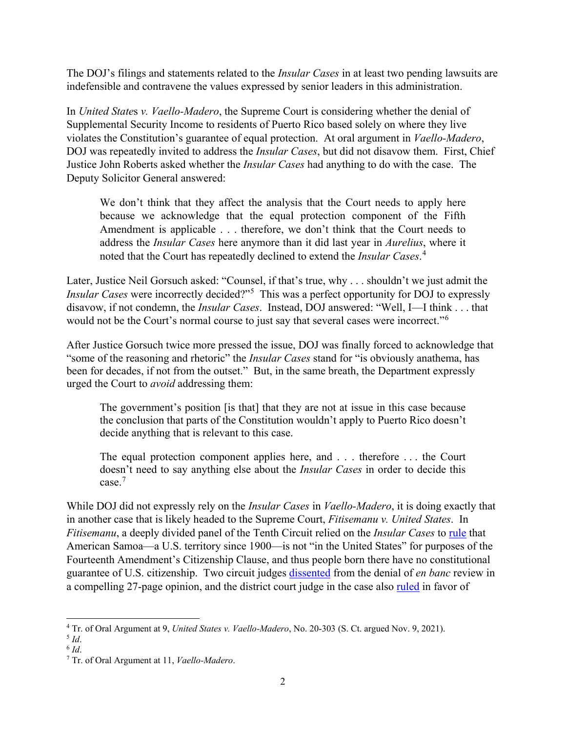The DOJ's filings and statements related to the *Insular Cases* in at least two pending lawsuits are indefensible and contravene the values expressed by senior leaders in this administration.

In *United States v. Vaello-Madero*, the Supreme Court is considering whether the denial of Supplemental Security Income to residents of Puerto Rico based solely on where they live violates the Constitution's guarantee of equal protection. At oral argument in *Vaello-Madero*, DOJ was repeatedly invited to address the *Insular Cases*, but did not disavow them. First, Chief Justice John Roberts asked whether the *Insular Cases* had anything to do with the case. The Deputy Solicitor General answered:

> We don't think that they affect the analysis that the Court needs to apply here because we acknowledge that the equal protection component of the Fifth Amendment is applicable . . . therefore, we don't think that the Court needs to address the *Insular Cases* here anymore than it did last year in *Aurelius*, where it noted that the Court has repeatedly declined to extend the *Insular Cases*.[4]

Later, Justice Neil Gorsuch asked: "Counsel, if that's true, why . . . shouldn't we just admit the *Insular Cases* were incorrectly decided?"[5] This was a perfect opportunity for DOJ to expressly disavow, if not condemn, the *Insular Cases*. Instead, DOJ answered: "Well, I—I think . . . that would not be the Court's normal course to just say that several cases were incorrect."[6]

After Justice Gorsuch twice more pressed the issue, DOJ was finally forced to acknowledge that "some of the reasoning and rhetoric" the *Insular Cases* stand for "is obviously anathema, has been for decades, if not from the outset." But, in the same breath, the Department expressly urged the Court to *avoid* addressing them:

> The government's position [is that] that they are not at issue in this case because the conclusion that parts of the Constitution wouldn't apply to Puerto Rico doesn't decide anything that is relevant to this case.
>
> The equal protection component applies here, and . . . therefore . . . the Court doesn't need to say anything else about the *Insular Cases* in order to decide this case.[7]

While DOJ did not expressly rely on the *Insular Cases* in *Vaello-Madero*, it is doing exactly that in another case that is likely headed to the Supreme Court, *Fitisemanu v. United States*. In *Fitisemanu*, a deeply divided panel of the Tenth Circuit relied on the *Insular Cases* to rule that American Samoa—a U.S. territory since 1900—is not "in the United States" for purposes of the Fourteenth Amendment's Citizenship Clause, and thus people born there have no constitutional guarantee of U.S. citizenship. Two circuit judges dissented from the denial of *en banc* review in a compelling 27-page opinion, and the district court judge in the case also ruled in favor of

---

[4] Tr. of Oral Argument at 9, *United States v. Vaello-Madero*, No. 20-303 (S. Ct. argued Nov. 9, 2021).

[5] *Id*.

[6] *Id*.

[7] Tr. of Oral Argument at 11, *Vaello-Madero*.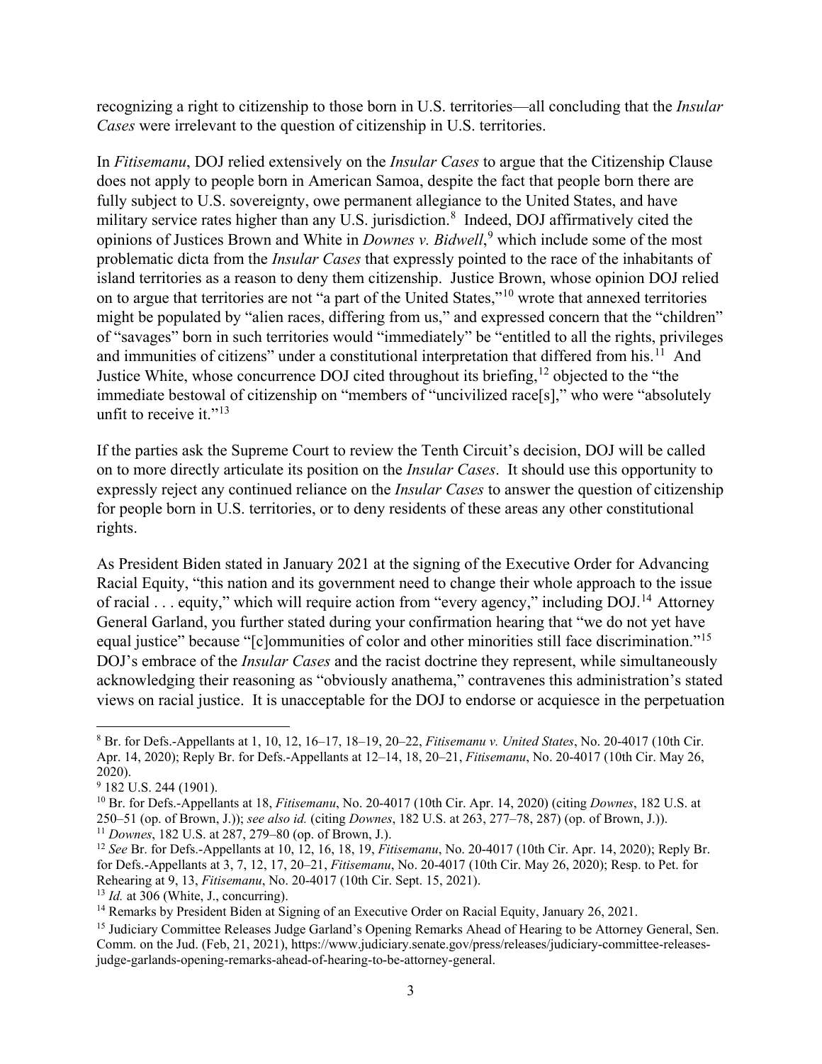recognizing a right to citizenship to those born in U.S. territories—all concluding that the *Insular Cases* were irrelevant to the question of citizenship in U.S. territories.

In *Fitisemanu*, DOJ relied extensively on the *Insular Cases* to argue that the Citizenship Clause does not apply to people born in American Samoa, despite the fact that people born there are fully subject to U.S. sovereignty, owe permanent allegiance to the United States, and have military service rates higher than any U.S. jurisdiction.[8] Indeed, DOJ affirmatively cited the opinions of Justices Brown and White in *Downes v. Bidwell*,[9] which include some of the most problematic dicta from the *Insular Cases* that expressly pointed to the race of the inhabitants of island territories as a reason to deny them citizenship. Justice Brown, whose opinion DOJ relied on to argue that territories are not "a part of the United States,"[10] wrote that annexed territories might be populated by "alien races, differing from us," and expressed concern that the "children" of "savages" born in such territories would "immediately" be "entitled to all the rights, privileges and immunities of citizens" under a constitutional interpretation that differed from his.[11] And Justice White, whose concurrence DOJ cited throughout its briefing,[12] objected to the "the immediate bestowal of citizenship on "members of "uncivilized race[s]," who were "absolutely unfit to receive it."[13]

If the parties ask the Supreme Court to review the Tenth Circuit's decision, DOJ will be called on to more directly articulate its position on the *Insular Cases*. It should use this opportunity to expressly reject any continued reliance on the *Insular Cases* to answer the question of citizenship for people born in U.S. territories, or to deny residents of these areas any other constitutional rights.

As President Biden stated in January 2021 at the signing of the Executive Order for Advancing Racial Equity, "this nation and its government need to change their whole approach to the issue of racial . . . equity," which will require action from "every agency," including DOJ.[14] Attorney General Garland, you further stated during your confirmation hearing that "we do not yet have equal justice" because "[c]ommunities of color and other minorities still face discrimination."[15] DOJ's embrace of the *Insular Cases* and the racist doctrine they represent, while simultaneously acknowledging their reasoning as "obviously anathema," contravenes this administration's stated views on racial justice. It is unacceptable for the DOJ to endorse or acquiesce in the perpetuation

---

[8] Br. for Defs.-Appellants at 1, 10, 12, 16–17, 18–19, 20–22, *Fitisemanu v. United States*, No. 20-4017 (10th Cir. Apr. 14, 2020); Reply Br. for Defs.-Appellants at 12–14, 18, 20–21, *Fitisemanu*, No. 20-4017 (10th Cir. May 26, 2020).

[9] 182 U.S. 244 (1901).

[10] Br. for Defs.-Appellants at 18, *Fitisemanu*, No. 20-4017 (10th Cir. Apr. 14, 2020) (citing *Downes*, 182 U.S. at 250–51 (op. of Brown, J.)); *see also id.* (citing *Downes*, 182 U.S. at 263, 277–78, 287) (op. of Brown, J.)).

[11] *Downes*, 182 U.S. at 287, 279–80 (op. of Brown, J.).

[12] *See* Br. for Defs.-Appellants at 10, 12, 16, 18, 19, *Fitisemanu*, No. 20-4017 (10th Cir. Apr. 14, 2020); Reply Br. for Defs.-Appellants at 3, 7, 12, 17, 20–21, *Fitisemanu*, No. 20-4017 (10th Cir. May 26, 2020); Resp. to Pet. for Rehearing at 9, 13, *Fitisemanu*, No. 20-4017 (10th Cir. Sept. 15, 2021).

[13] *Id.* at 306 (White, J., concurring).

[14] Remarks by President Biden at Signing of an Executive Order on Racial Equity, January 26, 2021.

[15] Judiciary Committee Releases Judge Garland's Opening Remarks Ahead of Hearing to be Attorney General, Sen. Comm. on the Jud. (Feb, 21, 2021), https://www.judiciary.senate.gov/press/releases/judiciary-committee-releases-judge-garlands-opening-remarks-ahead-of-hearing-to-be-attorney-general.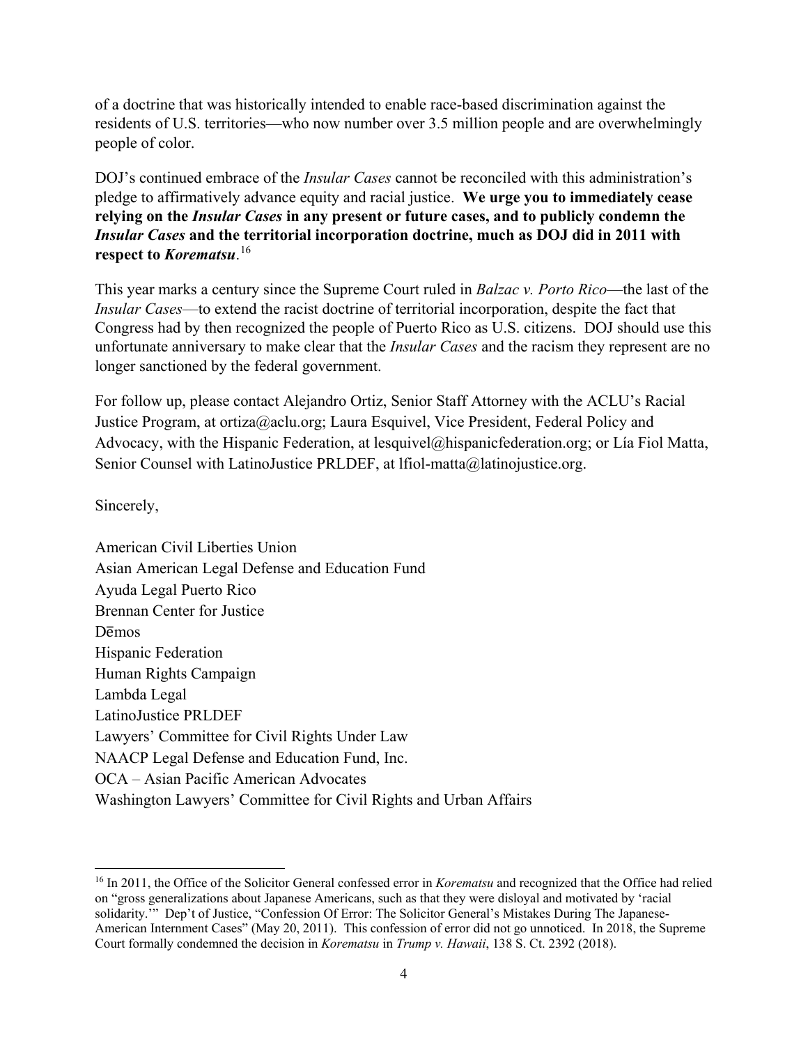of a doctrine that was historically intended to enable race-based discrimination against the residents of U.S. territories—who now number over 3.5 million people and are overwhelmingly people of color.

DOJ's continued embrace of the *Insular Cases* cannot be reconciled with this administration's pledge to affirmatively advance equity and racial justice. **We urge you to immediately cease relying on the *Insular Cases* in any present or future cases, and to publicly condemn the *Insular Cases* and the territorial incorporation doctrine, much as DOJ did in 2011 with respect to *Korematsu*.**[16]

This year marks a century since the Supreme Court ruled in *Balzac v. Porto Rico*—the last of the *Insular Cases*—to extend the racist doctrine of territorial incorporation, despite the fact that Congress had by then recognized the people of Puerto Rico as U.S. citizens. DOJ should use this unfortunate anniversary to make clear that the *Insular Cases* and the racism they represent are no longer sanctioned by the federal government.

For follow up, please contact Alejandro Ortiz, Senior Staff Attorney with the ACLU's Racial Justice Program, at ortiza@aclu.org; Laura Esquivel, Vice President, Federal Policy and Advocacy, with the Hispanic Federation, at lesquivel@hispanicfederation.org; or Lía Fiol Matta, Senior Counsel with LatinoJustice PRLDEF, at lfiol-matta@latinojustice.org.

Sincerely,

American Civil Liberties Union
Asian American Legal Defense and Education Fund
Ayuda Legal Puerto Rico
Brennan Center for Justice
Dēmos
Hispanic Federation
Human Rights Campaign
Lambda Legal
LatinoJustice PRLDEF
Lawyers' Committee for Civil Rights Under Law
NAACP Legal Defense and Education Fund, Inc.
OCA – Asian Pacific American Advocates
Washington Lawyers' Committee for Civil Rights and Urban Affairs

---

[16] In 2011, the Office of the Solicitor General confessed error in *Korematsu* and recognized that the Office had relied on "gross generalizations about Japanese Americans, such as that they were disloyal and motivated by 'racial solidarity.'" Dep't of Justice, "Confession Of Error: The Solicitor General's Mistakes During The Japanese-American Internment Cases" (May 20, 2011). This confession of error did not go unnoticed. In 2018, the Supreme Court formally condemned the decision in *Korematsu* in *Trump v. Hawaii*, 138 S. Ct. 2392 (2018).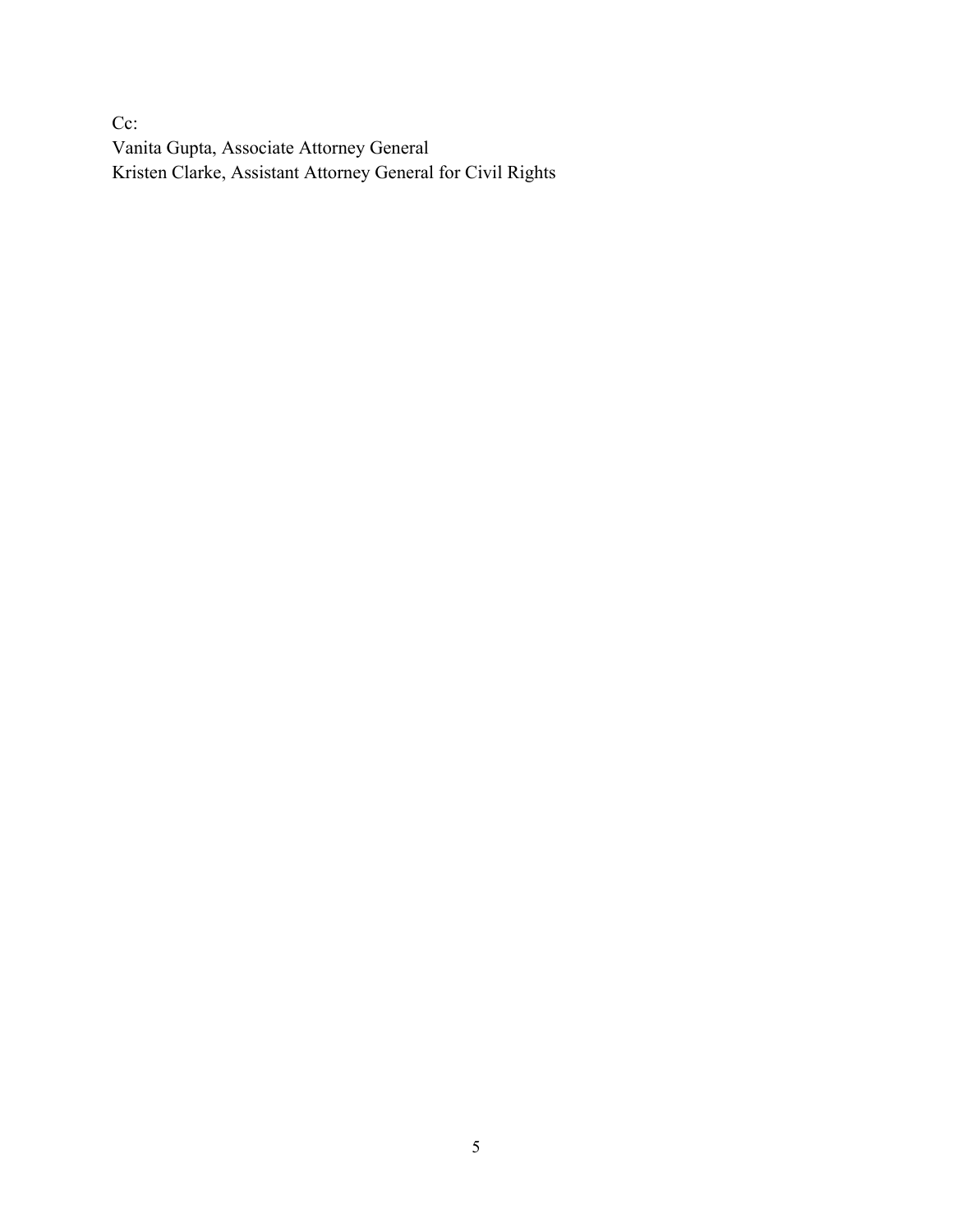Cc:
Vanita Gupta, Associate Attorney General
Kristen Clarke, Assistant Attorney General for Civil Rights